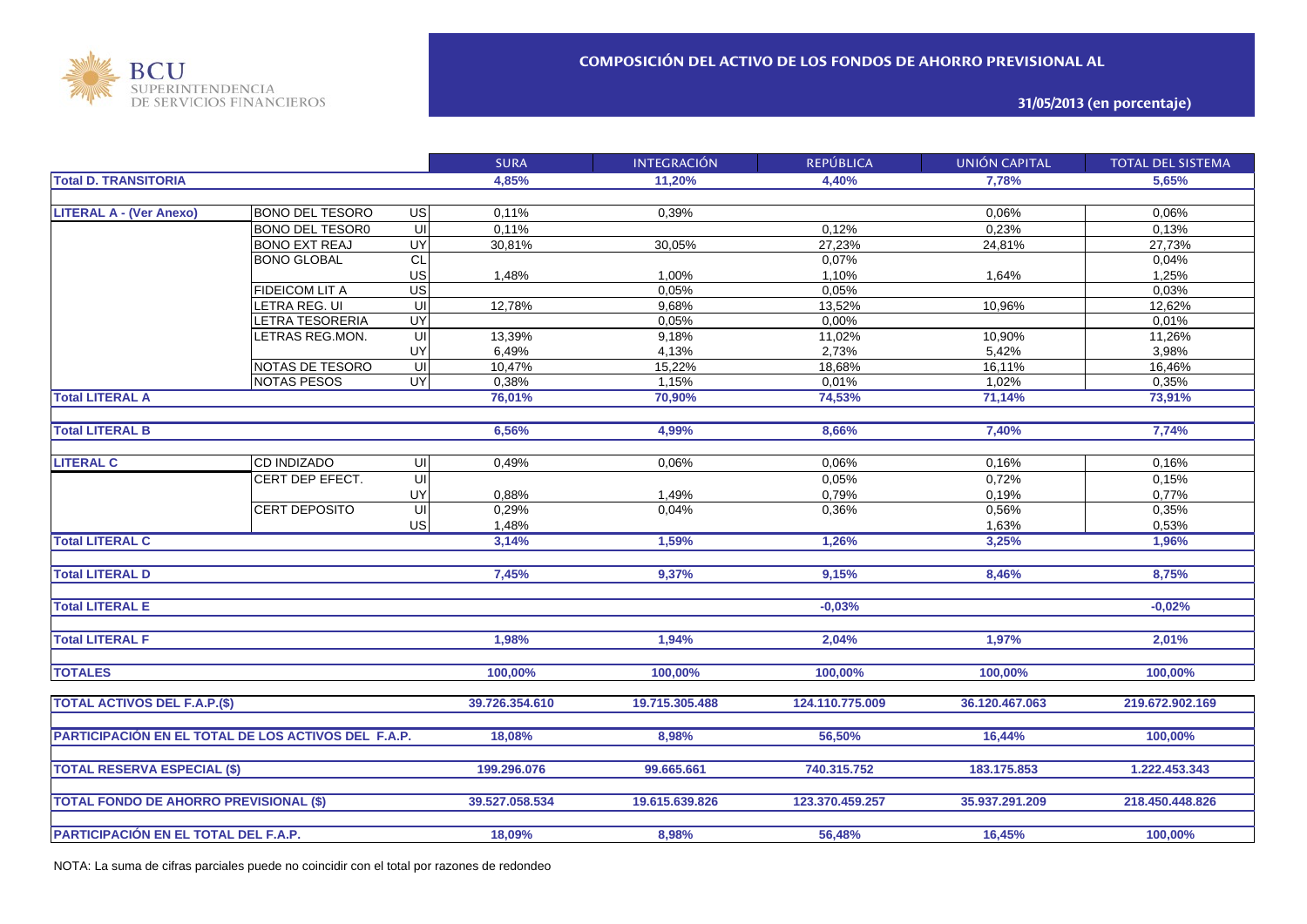BCU SUPERINTENDENCIA DE SERVICIOS FINANCIEROS

## COMPOSICIÓN DEL ACTIVO DE LOS FONDOS DE AHORRO PREVISIONAL AL

**31/05/2013 (en porcentaje)**

| | | | SURA | INTEGRACIÓN | REPÚBLICA | UNIÓN CAPITAL | TOTAL DEL SISTEMA |
|---|---|---|---|---|---|---|---|
| **Total D. TRANSITORIA** | | | **4,85%** | **11,20%** | **4,40%** | **7,78%** | **5,65%** |
| **LITERAL A - (Ver Anexo)** | BONO DEL TESORO | US | 0,11% | 0,39% | | 0,06% | 0,06% |
| | BONO DEL TESOR0 | UI | 0,11% | | 0,12% | 0,23% | 0,13% |
| | BONO EXT REAJ | UY | 30,81% | 30,05% | 27,23% | 24,81% | 27,73% |
| | BONO GLOBAL | CL | | | 0,07% | | 0,04% |
| | | US | 1,48% | 1,00% | 1,10% | 1,64% | 1,25% |
| | FIDEICOM LIT A | US | | 0,05% | 0,05% | | 0,03% |
| | LETRA REG. UI | UI | 12,78% | 9,68% | 13,52% | 10,96% | 12,62% |
| | LETRA TESORERIA | UY | | 0,05% | 0,00% | | 0,01% |
| | LETRAS REG.MON. | UI | 13,39% | 9,18% | 11,02% | 10,90% | 11,26% |
| | | UY | 6,49% | 4,13% | 2,73% | 5,42% | 3,98% |
| | NOTAS DE TESORO | UI | 10,47% | 15,22% | 18,68% | 16,11% | 16,46% |
| | NOTAS PESOS | UY | 0,38% | 1,15% | 0,01% | 1,02% | 0,35% |
| **Total LITERAL A** | | | **76,01%** | **70,90%** | **74,53%** | **71,14%** | **73,91%** |
| **Total LITERAL B** | | | **6,56%** | **4,99%** | **8,66%** | **7,40%** | **7,74%** |
| **LITERAL C** | CD INDIZADO | UI | 0,49% | 0,06% | 0,06% | 0,16% | 0,16% |
| | CERT DEP EFECT. | UI | | | 0,05% | 0,72% | 0,15% |
| | | UY | 0,88% | 1,49% | 0,79% | 0,19% | 0,77% |
| | CERT DEPOSITO | UI | 0,29% | 0,04% | 0,36% | 0,56% | 0,35% |
| | | US | 1,48% | | | 1,63% | 0,53% |
| **Total LITERAL C** | | | **3,14%** | **1,59%** | **1,26%** | **3,25%** | **1,96%** |
| **Total LITERAL D** | | | **7,45%** | **9,37%** | **9,15%** | **8,46%** | **8,75%** |
| **Total LITERAL E** | | | | | **-0,03%** | | **-0,02%** |
| **Total LITERAL F** | | | **1,98%** | **1,94%** | **2,04%** | **1,97%** | **2,01%** |
| **TOTALES** | | | **100,00%** | **100,00%** | **100,00%** | **100,00%** | **100,00%** |
| **TOTAL ACTIVOS DEL F.A.P.($)** | | | **39.726.354.610** | **19.715.305.488** | **124.110.775.009** | **36.120.467.063** | **219.672.902.169** |
| **PARTICIPACIÓN EN EL TOTAL DE LOS ACTIVOS DEL F.A.P.** | | | **18,08%** | **8,98%** | **56,50%** | **16,44%** | **100,00%** |
| **TOTAL RESERVA ESPECIAL ($)** | | | **199.296.076** | **99.665.661** | **740.315.752** | **183.175.853** | **1.222.453.343** |
| **TOTAL FONDO DE AHORRO PREVISIONAL ($)** | | | **39.527.058.534** | **19.615.639.826** | **123.370.459.257** | **35.937.291.209** | **218.450.448.826** |
| **PARTICIPACIÓN EN EL TOTAL DEL F.A.P.** | | | **18,09%** | **8,98%** | **56,48%** | **16,45%** | **100,00%** |

NOTA: La suma de cifras parciales puede no coincidir con el total por razones de redondeo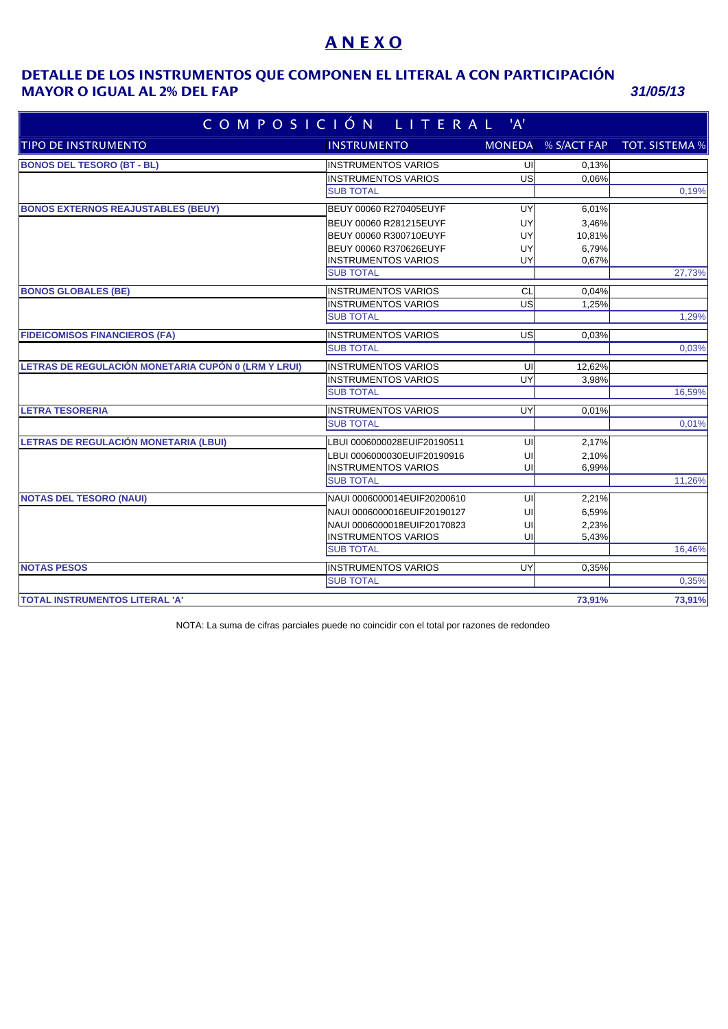# A N E X O

## DETALLE DE LOS INSTRUMENTOS QUE COMPONEN EL LITERAL A CON PARTICIPACIÓN MAYOR O IGUAL AL 2% DEL FAP

*31/05/13*

| COMPOSICIÓN LITERAL 'A' | | | | |
|---|---|---|---|---|
| **TIPO DE INSTRUMENTO** | **INSTRUMENTO** | **MONEDA** | **% S/ACT FAP** | **TOT. SISTEMA %** |
| **BONOS DEL TESORO (BT - BL)** | INSTRUMENTOS VARIOS | UI | 0,13% | |
| | INSTRUMENTOS VARIOS | US | 0,06% | |
| | SUB TOTAL | | | 0,19% |
| **BONOS EXTERNOS REAJUSTABLES (BEUY)** | BEUY 00060 R270405EUYF | UY | 6,01% | |
| | BEUY 00060 R281215EUYF | UY | 3,46% | |
| | BEUY 00060 R300710EUYF | UY | 10,81% | |
| | BEUY 00060 R370626EUYF | UY | 6,79% | |
| | INSTRUMENTOS VARIOS | UY | 0,67% | |
| | SUB TOTAL | | | 27,73% |
| **BONOS GLOBALES (BE)** | INSTRUMENTOS VARIOS | CL | 0,04% | |
| | INSTRUMENTOS VARIOS | US | 1,25% | |
| | SUB TOTAL | | | 1,29% |
| **FIDEICOMISOS FINANCIEROS (FA)** | INSTRUMENTOS VARIOS | US | 0,03% | |
| | SUB TOTAL | | | 0,03% |
| **LETRAS DE REGULACIÓN MONETARIA CUPÓN 0 (LRM Y LRUI)** | INSTRUMENTOS VARIOS | UI | 12,62% | |
| | INSTRUMENTOS VARIOS | UY | 3,98% | |
| | SUB TOTAL | | | 16,59% |
| **LETRA TESORERIA** | INSTRUMENTOS VARIOS | UY | 0,01% | |
| | SUB TOTAL | | | 0,01% |
| **LETRAS DE REGULACIÓN MONETARIA (LBUI)** | LBUI 0006000028EUIF20190511 | UI | 2,17% | |
| | LBUI 0006000030EUIF20190916 | UI | 2,10% | |
| | INSTRUMENTOS VARIOS | UI | 6,99% | |
| | SUB TOTAL | | | 11,26% |
| **NOTAS DEL TESORO (NAUI)** | NAUI 0006000014EUIF20200610 | UI | 2,21% | |
| | NAUI 0006000016EUIF20190127 | UI | 6,59% | |
| | NAUI 0006000018EUIF20170823 | UI | 2,23% | |
| | INSTRUMENTOS VARIOS | UI | 5,43% | |
| | SUB TOTAL | | | 16,46% |
| **NOTAS PESOS** | INSTRUMENTOS VARIOS | UY | 0,35% | |
| | SUB TOTAL | | | 0,35% |
| **TOTAL INSTRUMENTOS LITERAL 'A'** | | | **73,91%** | **73,91%** |

NOTA: La suma de cifras parciales puede no coincidir con el total por razones de redondeo